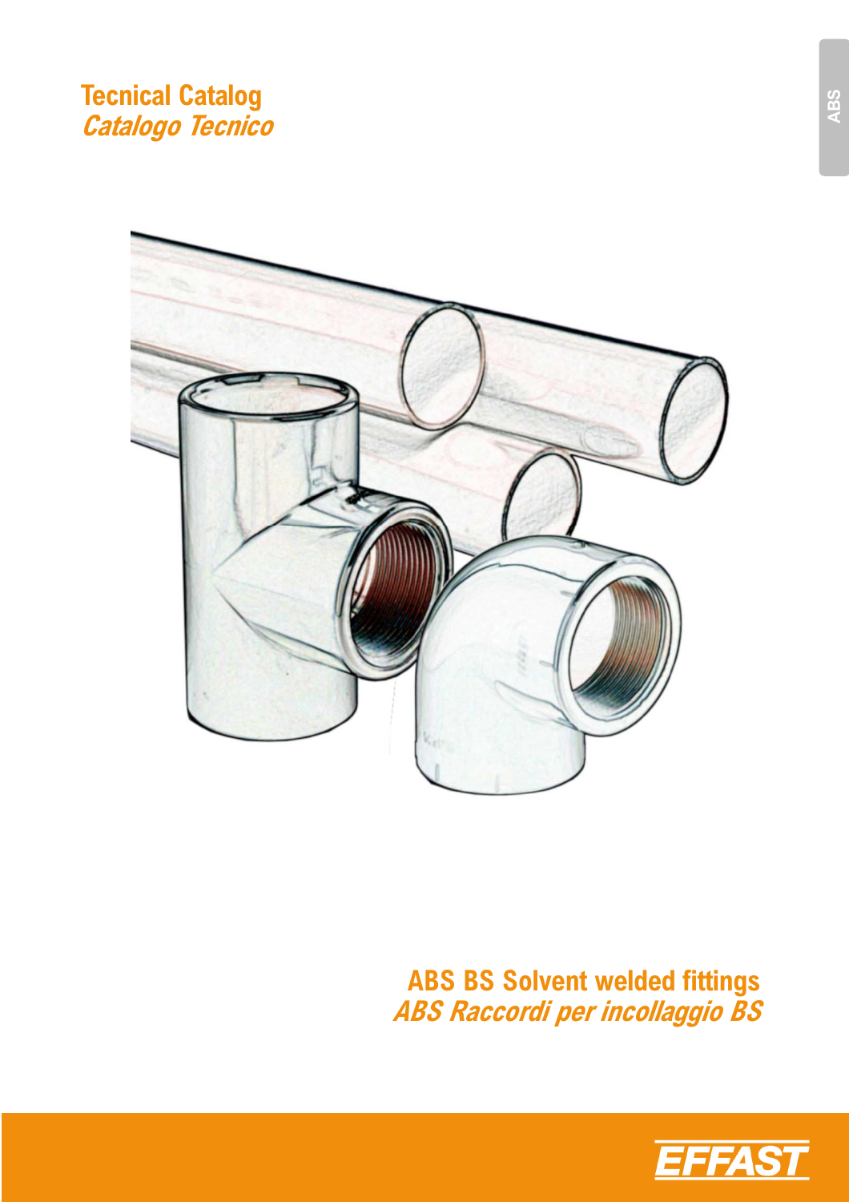ABS

# Tecnical Catalog
## *Catalogo Tecnico*

# ABS BS Solvent welded fittings
## *ABS Raccordi per incollaggio BS*

EFFAST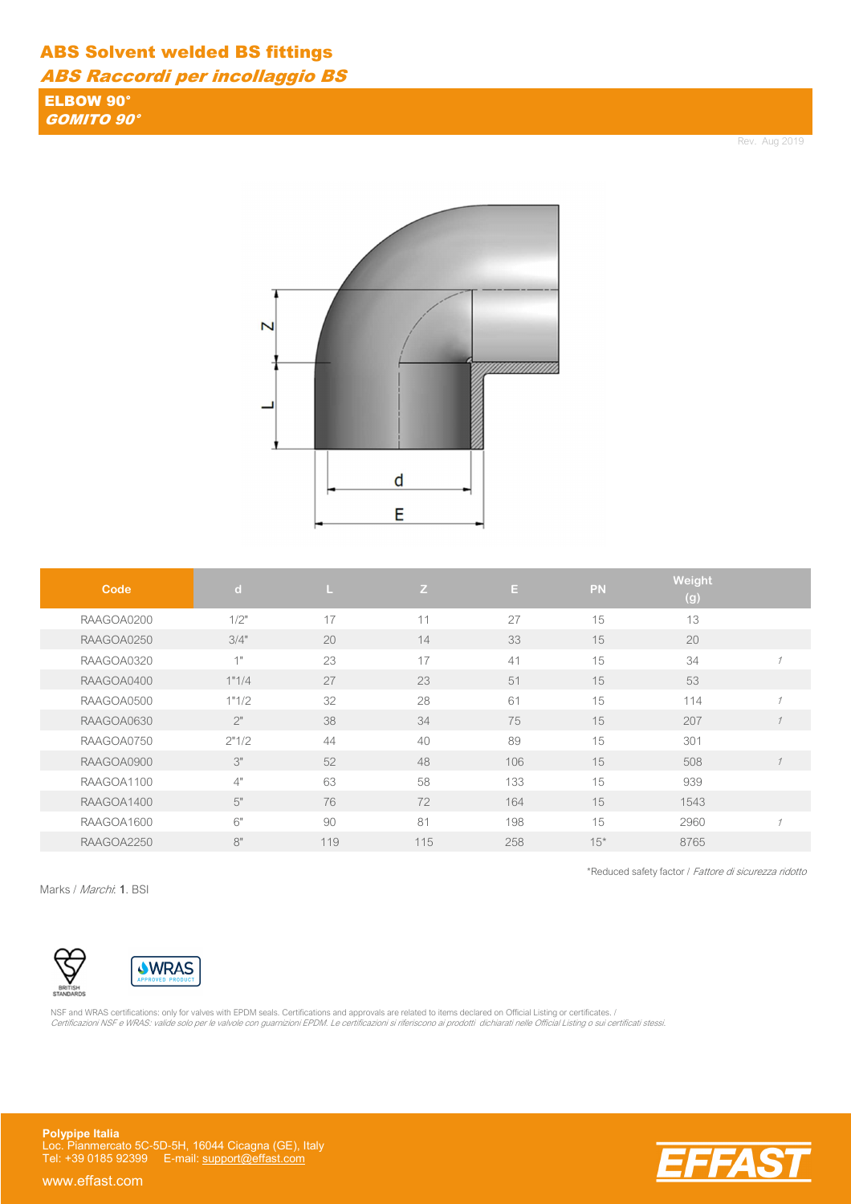# ABS Solvent welded BS fittings

## *ABS Raccordi per incollaggio BS*

### ELBOW 90°
### *GOMITO 90°*

Rev. Aug 2019

| Code | d | L | Z | E | PN | Weight (g) | |
|---|---|---|---|---|---|---|---|
| RAAGOA0200 | 1/2" | 17 | 11 | 27 | 15 | 13 | |
| RAAGOA0250 | 3/4" | 20 | 14 | 33 | 15 | 20 | |
| RAAGOA0320 | 1" | 23 | 17 | 41 | 15 | 34 | *1* |
| RAAGOA0400 | 1"1/4 | 27 | 23 | 51 | 15 | 53 | |
| RAAGOA0500 | 1"1/2 | 32 | 28 | 61 | 15 | 114 | *1* |
| RAAGOA0630 | 2" | 38 | 34 | 75 | 15 | 207 | *1* |
| RAAGOA0750 | 2"1/2 | 44 | 40 | 89 | 15 | 301 | |
| RAAGOA0900 | 3" | 52 | 48 | 106 | 15 | 508 | *1* |
| RAAGOA1100 | 4" | 63 | 58 | 133 | 15 | 939 | |
| RAAGOA1400 | 5" | 76 | 72 | 164 | 15 | 1543 | |
| RAAGOA1600 | 6" | 90 | 81 | 198 | 15 | 2960 | *1* |
| RAAGOA2250 | 8" | 119 | 115 | 258 | 15* | 8765 | |

*Reduced safety factor / *Fattore di sicurezza ridotto*

Marks / *Marchi*: **1**. BSI

NSF and WRAS certifications: only for valves with EPDM seals. Certifications and approvals are related to items declared on Official Listing or certificates. /
*Certificazioni NSF e WRAS: valide solo per le valvole con guarnizioni EPDM. Le certificazioni si riferiscono ai prodotti dichiarati nelle Official Listing o sui certificati stessi.*

**Polypipe Italia**
Loc. Pianmercato 5C-5D-5H, 16044 Cicagna (GE), Italy
Tel: +39 0185 92399 E-mail: support@effast.com

www.effast.com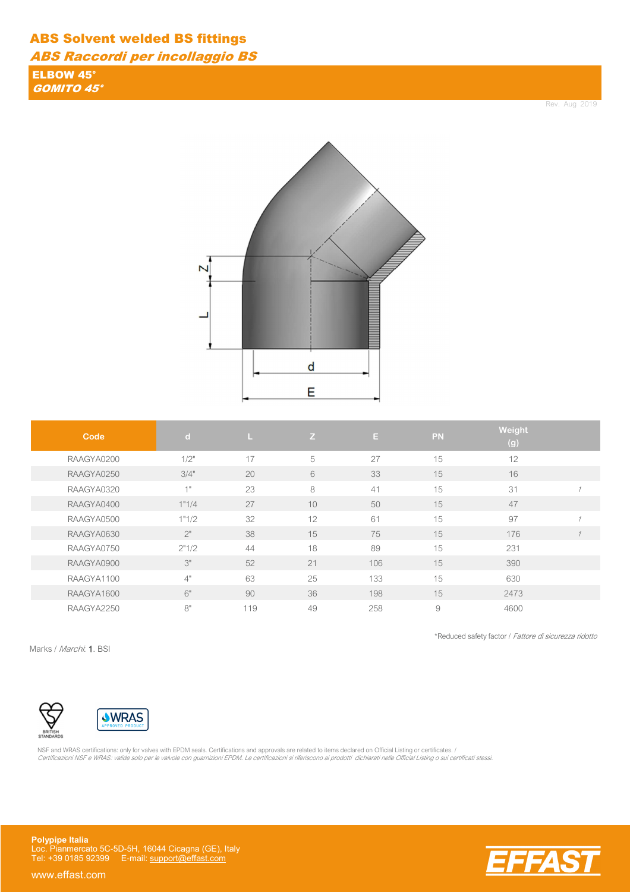# ABS Solvent welded BS fittings

*ABS Raccordi per incollaggio BS*

## ELBOW 45°

*GOMITO 45°*

Rev. Aug 2019

| Code | d | L | Z | E | PN | Weight (g) | |
|---|---|---|---|---|---|---|---|
| RAAGYA0200 | 1/2" | 17 | 5 | 27 | 15 | 12 | |
| RAAGYA0250 | 3/4" | 20 | 6 | 33 | 15 | 16 | |
| RAAGYA0320 | 1" | 23 | 8 | 41 | 15 | 31 | *1* |
| RAAGYA0400 | 1"1/4 | 27 | 10 | 50 | 15 | 47 | |
| RAAGYA0500 | 1"1/2 | 32 | 12 | 61 | 15 | 97 | *1* |
| RAAGYA0630 | 2" | 38 | 15 | 75 | 15 | 176 | *1* |
| RAAGYA0750 | 2"1/2 | 44 | 18 | 89 | 15 | 231 | |
| RAAGYA0900 | 3" | 52 | 21 | 106 | 15 | 390 | |
| RAAGYA1100 | 4" | 63 | 25 | 133 | 15 | 630 | |
| RAAGYA1600 | 6" | 90 | 36 | 198 | 15 | 2473 | |
| RAAGYA2250 | 8" | 119 | 49 | 258 | 9 | 4600 | |

*Reduced safety factor / *Fattore di sicurezza ridotto*

Marks / *Marchi*: **1**. BSI

NSF and WRAS certifications: only for valves with EPDM seals. Certifications and approvals are related to items declared on Official Listing or certificates. /
*Certificazioni NSF e WRAS: valide solo per le valvole con guarnizioni EPDM. Le certificazioni si riferiscono ai prodotti dichiarati nelle Official Listing o sui certificati stessi.*

**Polypipe Italia**
Loc. Pianmercato 5C-5D-5H, 16044 Cicagna (GE), Italy
Tel: +39 0185 92399 E-mail: support@effast.com

www.effast.com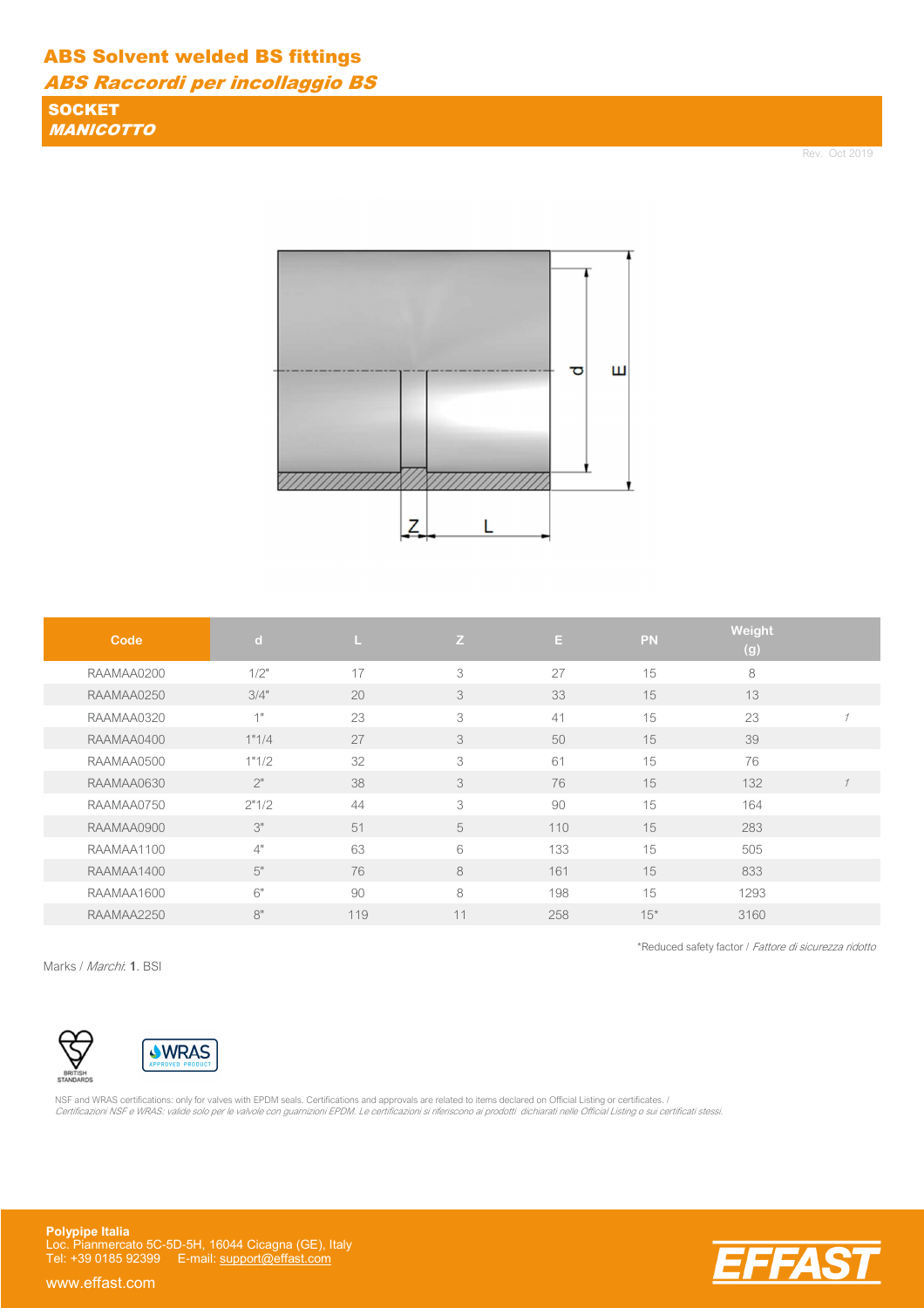# ABS Solvent welded BS fittings

## *ABS Raccordi per incollaggio BS*

### SOCKET
### *MANICOTTO*

Rev. Oct 2019

| Code | d | L | Z | E | PN | Weight (g) | |
|---|---|---|---|---|---|---|---|
| RAAMAA0200 | 1/2" | 17 | 3 | 27 | 15 | 8 | |
| RAAMAA0250 | 3/4" | 20 | 3 | 33 | 15 | 13 | |
| RAAMAA0320 | 1" | 23 | 3 | 41 | 15 | 23 | *1* |
| RAAMAA0400 | 1"1/4 | 27 | 3 | 50 | 15 | 39 | |
| RAAMAA0500 | 1"1/2 | 32 | 3 | 61 | 15 | 76 | |
| RAAMAA0630 | 2" | 38 | 3 | 76 | 15 | 132 | *1* |
| RAAMAA0750 | 2"1/2 | 44 | 3 | 90 | 15 | 164 | |
| RAAMAA0900 | 3" | 51 | 5 | 110 | 15 | 283 | |
| RAAMAA1100 | 4" | 63 | 6 | 133 | 15 | 505 | |
| RAAMAA1400 | 5" | 76 | 8 | 161 | 15 | 833 | |
| RAAMAA1600 | 6" | 90 | 8 | 198 | 15 | 1293 | |
| RAAMAA2250 | 8" | 119 | 11 | 258 | 15* | 3160 | |

*Reduced safety factor / *Fattore di sicurezza ridotto*

Marks / *Marchi*: **1**. BSI

NSF and WRAS certifications: only for valves with EPDM seals. Certifications and approvals are related to items declared on Official Listing or certificates. /
*Certificazioni NSF e WRAS: valide solo per le valvole con guarnizioni EPDM. Le certificazioni si riferiscono ai prodotti dichiarati nelle Official Listing o sui certificati stessi.*

**Polypipe Italia**
Loc. Pianmercato 5C-5D-5H, 16044 Cicagna (GE), Italy
Tel: +39 0185 92399 E-mail: support@effast.com

www.effast.com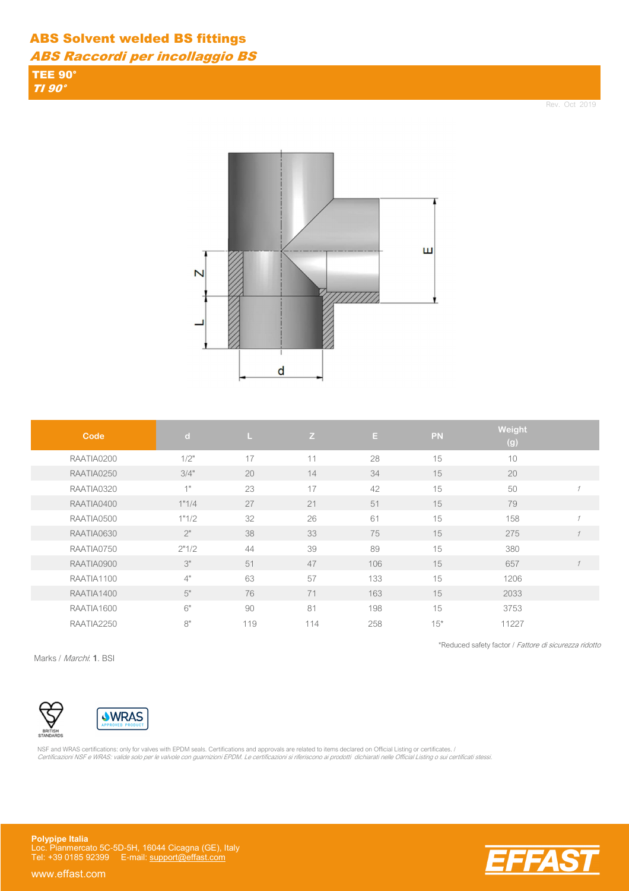# ABS Solvent welded BS fittings

## *ABS Raccordi per incollaggio BS*

### TEE 90°

*TI 90°*

Rev. Oct 2019

| Code | d | L | Z | E | PN | Weight (g) | |
|---|---|---|---|---|---|---|---|
| RAATIA0200 | 1/2" | 17 | 11 | 28 | 15 | 10 | |
| RAATIA0250 | 3/4" | 20 | 14 | 34 | 15 | 20 | |
| RAATIA0320 | 1" | 23 | 17 | 42 | 15 | 50 | *1* |
| RAATIA0400 | 1"1/4 | 27 | 21 | 51 | 15 | 79 | |
| RAATIA0500 | 1"1/2 | 32 | 26 | 61 | 15 | 158 | *1* |
| RAATIA0630 | 2" | 38 | 33 | 75 | 15 | 275 | *1* |
| RAATIA0750 | 2"1/2 | 44 | 39 | 89 | 15 | 380 | |
| RAATIA0900 | 3" | 51 | 47 | 106 | 15 | 657 | *1* |
| RAATIA1100 | 4" | 63 | 57 | 133 | 15 | 1206 | |
| RAATIA1400 | 5" | 76 | 71 | 163 | 15 | 2033 | |
| RAATIA1600 | 6" | 90 | 81 | 198 | 15 | 3753 | |
| RAATIA2250 | 8" | 119 | 114 | 258 | 15* | 11227 | |

*Reduced safety factor / *Fattore di sicurezza ridotto*

Marks / *Marchi*: **1**. BSI

NSF and WRAS certifications: only for valves with EPDM seals. Certifications and approvals are related to items declared on Official Listing or certificates. /
*Certificazioni NSF e WRAS: valide solo per le valvole con guarnizioni EPDM. Le certificazioni si riferiscono ai prodotti dichiarati nelle Official Listing o sui certificati stessi.*

**Polypipe Italia**
Loc. Pianmercato 5C-5D-5H, 16044 Cicagna (GE), Italy
Tel: +39 0185 92399 E-mail: support@effast.com

www.effast.com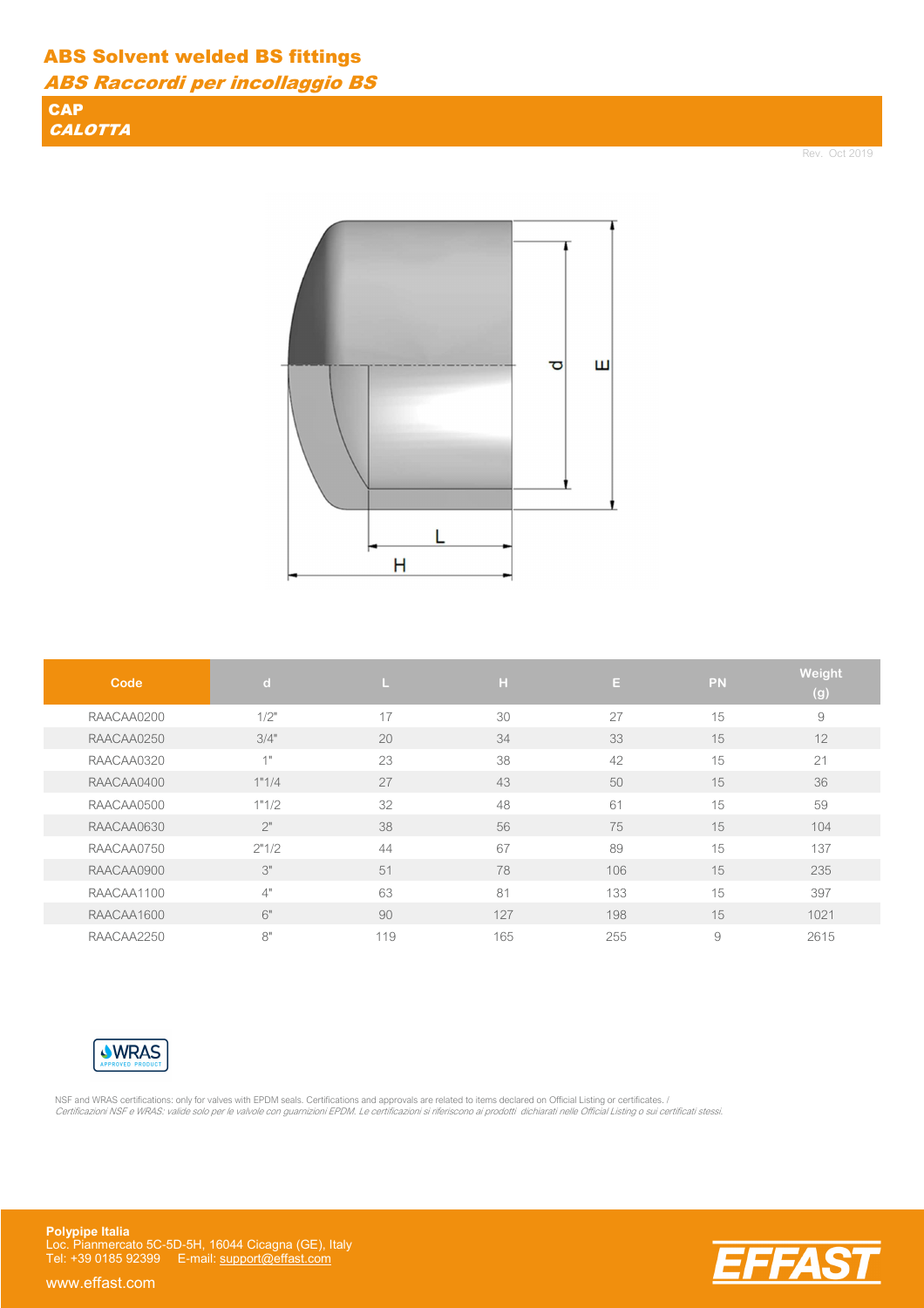# ABS Solvent welded BS fittings

## *ABS Raccordi per incollaggio BS*

### CAP
### *CALOTTA*

Rev. Oct 2019

| Code | d | L | H | E | PN | Weight (g) |
|---|---|---|---|---|---|---|
| RAACAA0200 | 1/2" | 17 | 30 | 27 | 15 | 9 |
| RAACAA0250 | 3/4" | 20 | 34 | 33 | 15 | 12 |
| RAACAA0320 | 1" | 23 | 38 | 42 | 15 | 21 |
| RAACAA0400 | 1"1/4 | 27 | 43 | 50 | 15 | 36 |
| RAACAA0500 | 1"1/2 | 32 | 48 | 61 | 15 | 59 |
| RAACAA0630 | 2" | 38 | 56 | 75 | 15 | 104 |
| RAACAA0750 | 2"1/2 | 44 | 67 | 89 | 15 | 137 |
| RAACAA0900 | 3" | 51 | 78 | 106 | 15 | 235 |
| RAACAA1100 | 4" | 63 | 81 | 133 | 15 | 397 |
| RAACAA1600 | 6" | 90 | 127 | 198 | 15 | 1021 |
| RAACAA2250 | 8" | 119 | 165 | 255 | 9 | 2615 |

WRAS APPROVED PRODUCT

NSF and WRAS certifications: only for valves with EPDM seals. Certifications and approvals are related to items declared on Official Listing or certificates. /
*Certificazioni NSF e WRAS: valide solo per le valvole con guarnizioni EPDM. Le certificazioni si riferiscono ai prodotti dichiarati nelle Official Listing o sui certificati stessi.*

**Polypipe Italia**
Loc. Pianmercato 5C-5D-5H, 16044 Cicagna (GE), Italy
Tel: +39 0185 92399 E-mail: support@effast.com

www.effast.com

EFFAST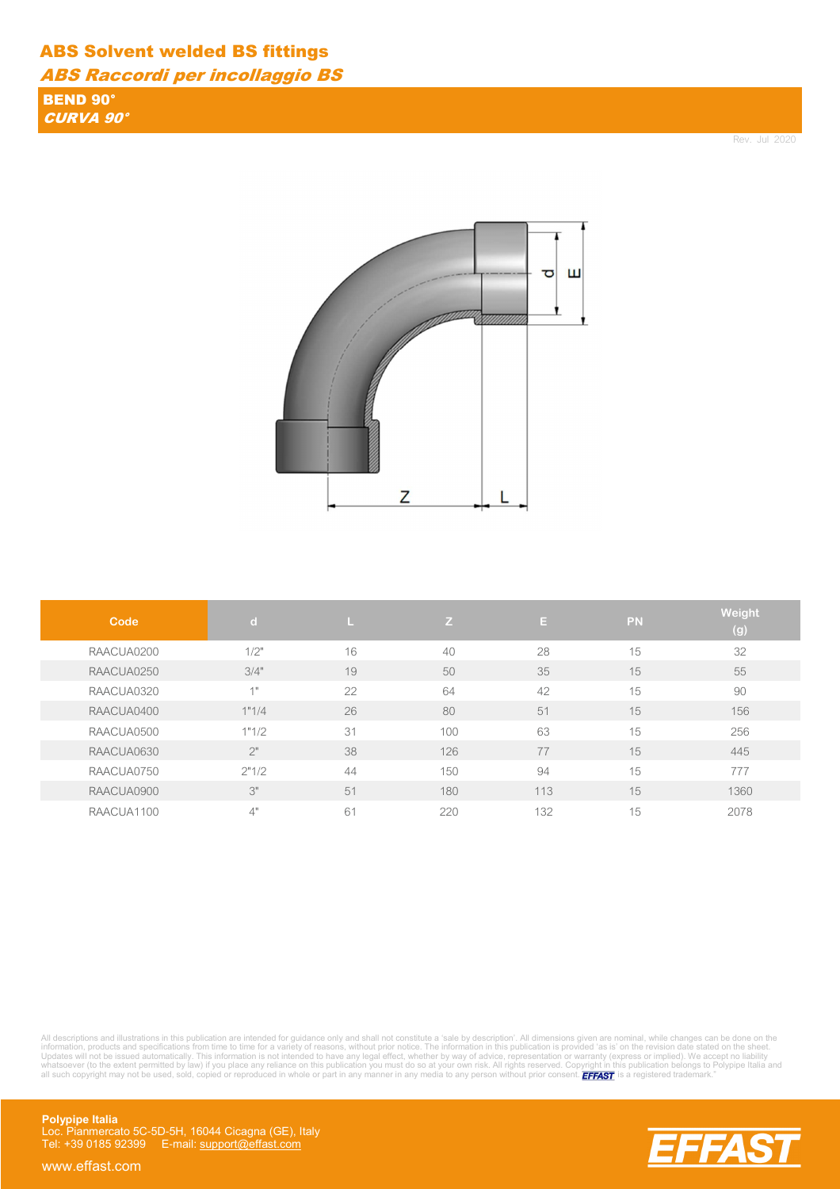# ABS Solvent welded BS fittings

## *ABS Raccordi per incollaggio BS*

### BEND 90°

### *CURVA 90°*

Rev. Jul 2020

| Code | d | L | Z | E | PN | Weight (g) |
|---|---|---|---|---|---|---|
| RAACUA0200 | 1/2" | 16 | 40 | 28 | 15 | 32 |
| RAACUA0250 | 3/4" | 19 | 50 | 35 | 15 | 55 |
| RAACUA0320 | 1" | 22 | 64 | 42 | 15 | 90 |
| RAACUA0400 | 1"1/4 | 26 | 80 | 51 | 15 | 156 |
| RAACUA0500 | 1"1/2 | 31 | 100 | 63 | 15 | 256 |
| RAACUA0630 | 2" | 38 | 126 | 77 | 15 | 445 |
| RAACUA0750 | 2"1/2 | 44 | 150 | 94 | 15 | 777 |
| RAACUA0900 | 3" | 51 | 180 | 113 | 15 | 1360 |
| RAACUA1100 | 4" | 61 | 220 | 132 | 15 | 2078 |

All descriptions and illustrations in this publication are intended for guidance only and shall not constitute a 'sale by description'. All dimensions given are nominal, while changes can be done on the information, products and specifications from time to time for a variety of reasons, without prior notice. The information in this publication is provided 'as is' on the revision date stated on the sheet. Updates will not be issued automatically. This information is not intended to have any legal effect, whether by way of advice, representation or warranty (express or implied). We accept no liability whatsoever (to the extent permitted by law) if you place any reliance on this publication you must do so at your own risk. All rights reserved. Copyright in this publication belongs to Polypipe Italia and all such copyright may not be used, sold, copied or reproduced in whole or part in any manner in any media to any person without prior consent. EFFAST is a registered trademark."

**Polypipe Italia**
Loc. Pianmercato 5C-5D-5H, 16044 Cicagna (GE), Italy
Tel: +39 0185 92399 E-mail: support@effast.com

www.effast.com

EFFAST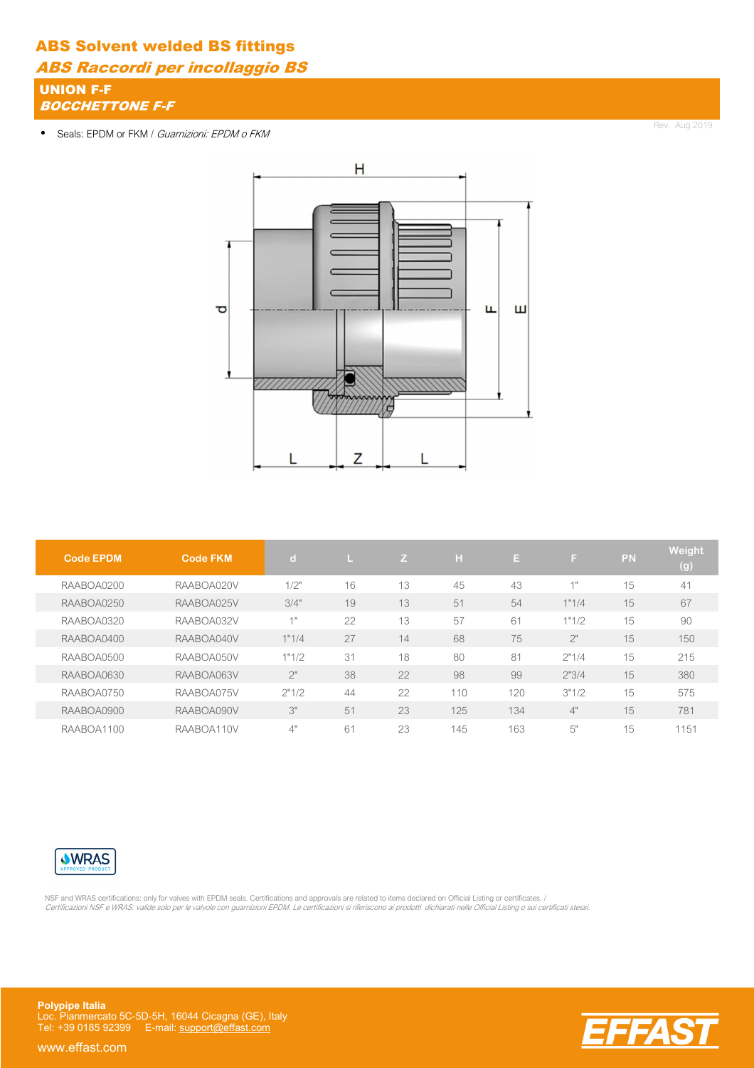# ABS Solvent welded BS fittings

## *ABS Raccordi per incollaggio BS*

### UNION F-F

### *BOCCHETTONE F-F*

Rev. Aug 2019

- Seals: EPDM or FKM / *Guarnizioni: EPDM o FKM*

| Code EPDM | Code FKM | d | L | Z | H | E | F | PN | Weight (g) |
|---|---|---|---|---|---|---|---|---|---|
| RAABOA0200 | RAABOA020V | 1/2" | 16 | 13 | 45 | 43 | 1" | 15 | 41 |
| RAABOA0250 | RAABOA025V | 3/4" | 19 | 13 | 51 | 54 | 1"1/4 | 15 | 67 |
| RAABOA0320 | RAABOA032V | 1" | 22 | 13 | 57 | 61 | 1"1/2 | 15 | 90 |
| RAABOA0400 | RAABOA040V | 1"1/4 | 27 | 14 | 68 | 75 | 2" | 15 | 150 |
| RAABOA0500 | RAABOA050V | 1"1/2 | 31 | 18 | 80 | 81 | 2"1/4 | 15 | 215 |
| RAABOA0630 | RAABOA063V | 2" | 38 | 22 | 98 | 99 | 2"3/4 | 15 | 380 |
| RAABOA0750 | RAABOA075V | 2"1/2 | 44 | 22 | 110 | 120 | 3"1/2 | 15 | 575 |
| RAABOA0900 | RAABOA090V | 3" | 51 | 23 | 125 | 134 | 4" | 15 | 781 |
| RAABOA1100 | RAABOA110V | 4" | 61 | 23 | 145 | 163 | 5" | 15 | 1151 |

WRAS APPROVED PRODUCT

NSF and WRAS certifications: only for valves with EPDM seals. Certifications and approvals are related to items declared on Official Listing or certificates. /
*Certificazioni NSF e WRAS: valide solo per le valvole con guarnizioni EPDM. Le certificazioni si riferiscono ai prodotti dichiarati nelle Official Listing o sui certificati stessi.*

**Polypipe Italia**
Loc. Pianmercato 5C-5D-5H, 16044 Cicagna (GE), Italy
Tel: +39 0185 92399 E-mail: support@effast.com

www.effast.com

EFFAST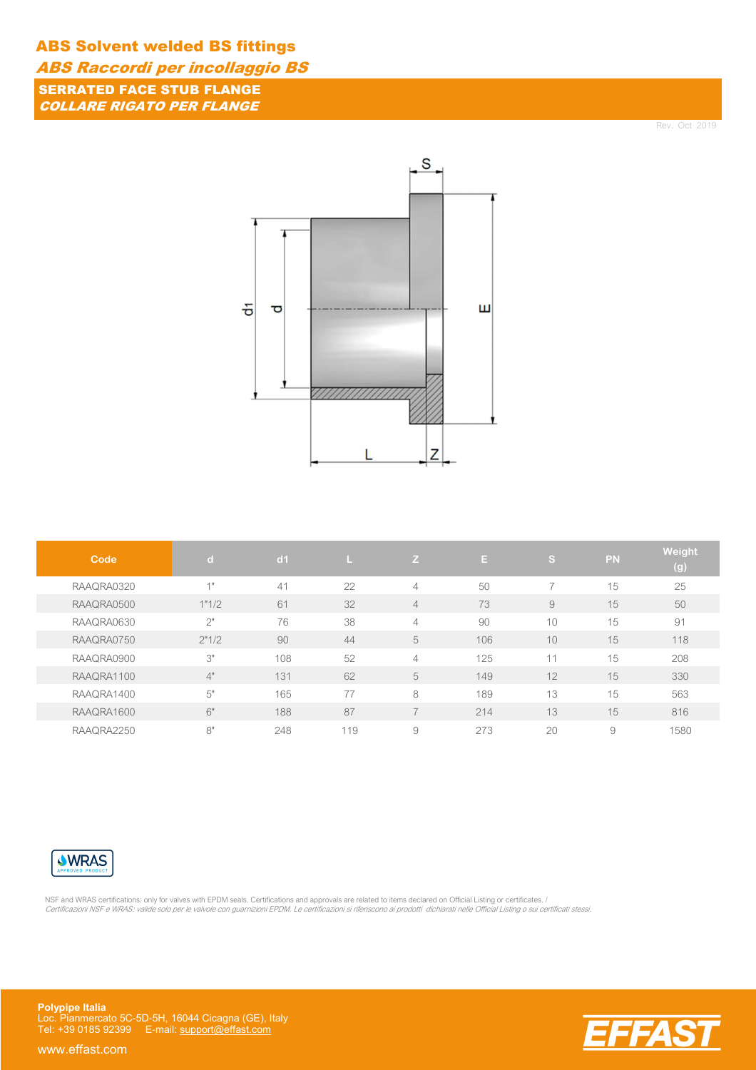# ABS Solvent welded BS fittings

*ABS Raccordi per incollaggio BS*

## SERRATED FACE STUB FLANGE

***COLLARE RIGATO PER FLANGE***

Rev. Oct 2019

| Code | d | d1 | L | Z | E | S | PN | Weight (g) |
|---|---|---|---|---|---|---|---|---|
| RAAQRA0320 | 1" | 41 | 22 | 4 | 50 | 7 | 15 | 25 |
| RAAQRA0500 | 1"1/2 | 61 | 32 | 4 | 73 | 9 | 15 | 50 |
| RAAQRA0630 | 2" | 76 | 38 | 4 | 90 | 10 | 15 | 91 |
| RAAQRA0750 | 2"1/2 | 90 | 44 | 5 | 106 | 10 | 15 | 118 |
| RAAQRA0900 | 3" | 108 | 52 | 4 | 125 | 11 | 15 | 208 |
| RAAQRA1100 | 4" | 131 | 62 | 5 | 149 | 12 | 15 | 330 |
| RAAQRA1400 | 5" | 165 | 77 | 8 | 189 | 13 | 15 | 563 |
| RAAQRA1600 | 6" | 188 | 87 | 7 | 214 | 13 | 15 | 816 |
| RAAQRA2250 | 8" | 248 | 119 | 9 | 273 | 20 | 9 | 1580 |

WRAS APPROVED PRODUCT

NSF and WRAS certifications: only for valves with EPDM seals. Certifications and approvals are related to items declared on Official Listing or certificates. /
*Certificazioni NSF e WRAS: valide solo per le valvole con guarnizioni EPDM. Le certificazioni si riferiscono ai prodotti dichiarati nelle Official Listing o sui certificati stessi.*

**Polypipe Italia**
Loc. Pianmercato 5C-5D-5H, 16044 Cicagna (GE), Italy
Tel: +39 0185 92399 E-mail: support@effast.com

www.effast.com

EFFAST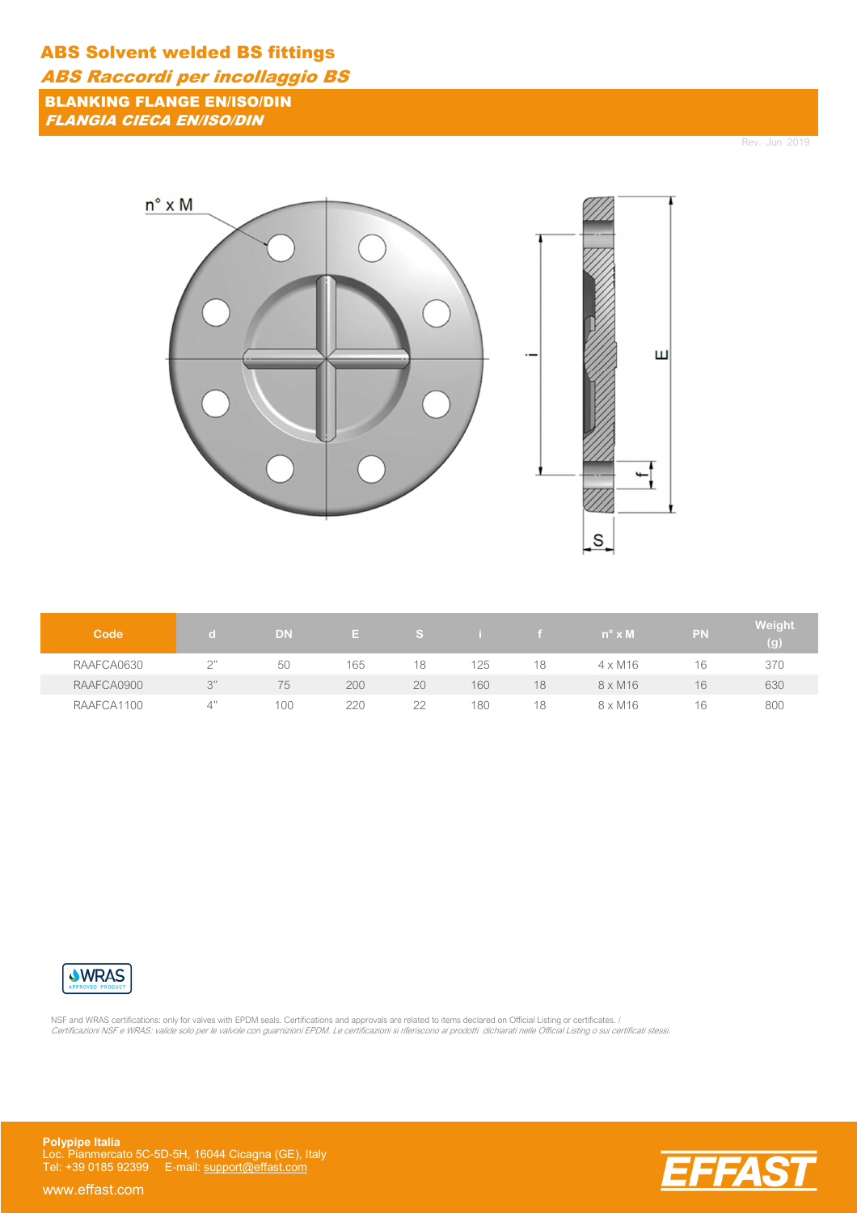# ABS Solvent welded BS fittings

*ABS Raccordi per incollaggio BS*

## BLANKING FLANGE EN/ISO/DIN

*FLANGIA CIECA EN/ISO/DIN*

Rev. Jun 2019

| Code | d | DN | E | S | i | f | n° x M | PN | Weight (g) |
|---|---|---|---|---|---|---|---|---|---|
| RAAFCA0630 | 2" | 50 | 165 | 18 | 125 | 18 | 4 x M16 | 16 | 370 |
| RAAFCA0900 | 3" | 75 | 200 | 20 | 160 | 18 | 8 x M16 | 16 | 630 |
| RAAFCA1100 | 4" | 100 | 220 | 22 | 180 | 18 | 8 x M16 | 16 | 800 |

WRAS APPROVED PRODUCT

NSF and WRAS certifications: only for valves with EPDM seals. Certifications and approvals are related to items declared on Official Listing or certificates. /
*Certificazioni NSF e WRAS: valide solo per le valvole con guarnizioni EPDM. Le certificazioni si riferiscono ai prodotti dichiarati nelle Official Listing o sui certificati stessi.*

**Polypipe Italia**
Loc. Pianmercato 5C-5D-5H, 16044 Cicagna (GE), Italy
Tel: +39 0185 92399 E-mail: support@effast.com

www.effast.com

EFFAST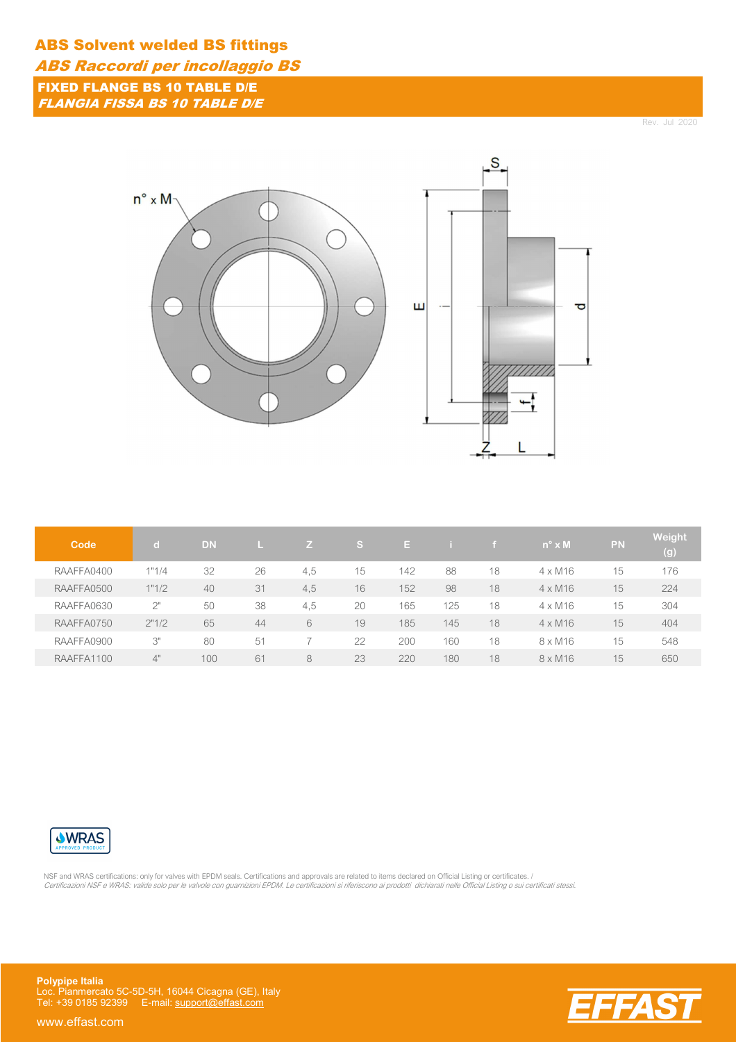# ABS Solvent welded BS fittings

*ABS Raccordi per incollaggio BS*

## FIXED FLANGE BS 10 TABLE D/E

*FLANGIA FISSA BS 10 TABLE D/E*

Rev. Jul 2020

| Code | d | DN | L | Z | S | E | i | f | n° x M | PN | Weight (g) |
|---|---|---|---|---|---|---|---|---|---|---|---|
| RAAFFA0400 | 1"1/4 | 32 | 26 | 4,5 | 15 | 142 | 88 | 18 | 4 x M16 | 15 | 176 |
| RAAFFA0500 | 1"1/2 | 40 | 31 | 4,5 | 16 | 152 | 98 | 18 | 4 x M16 | 15 | 224 |
| RAAFFA0630 | 2" | 50 | 38 | 4,5 | 20 | 165 | 125 | 18 | 4 x M16 | 15 | 304 |
| RAAFFA0750 | 2"1/2 | 65 | 44 | 6 | 19 | 185 | 145 | 18 | 4 x M16 | 15 | 404 |
| RAAFFA0900 | 3" | 80 | 51 | 7 | 22 | 200 | 160 | 18 | 8 x M16 | 15 | 548 |
| RAAFFA1100 | 4" | 100 | 61 | 8 | 23 | 220 | 180 | 18 | 8 x M16 | 15 | 650 |

NSF and WRAS certifications: only for valves with EPDM seals. Certifications and approvals are related to items declared on Official Listing or certificates. /
*Certificazioni NSF e WRAS: valide solo per le valvole con guarnizioni EPDM. Le certificazioni si riferiscono ai prodotti dichiarati nelle Official Listing o sui certificati stessi.*

**Polypipe Italia**
Loc. Pianmercato 5C-5D-5H, 16044 Cicagna (GE), Italy
Tel: +39 0185 92399 E-mail: support@effast.com

www.effast.com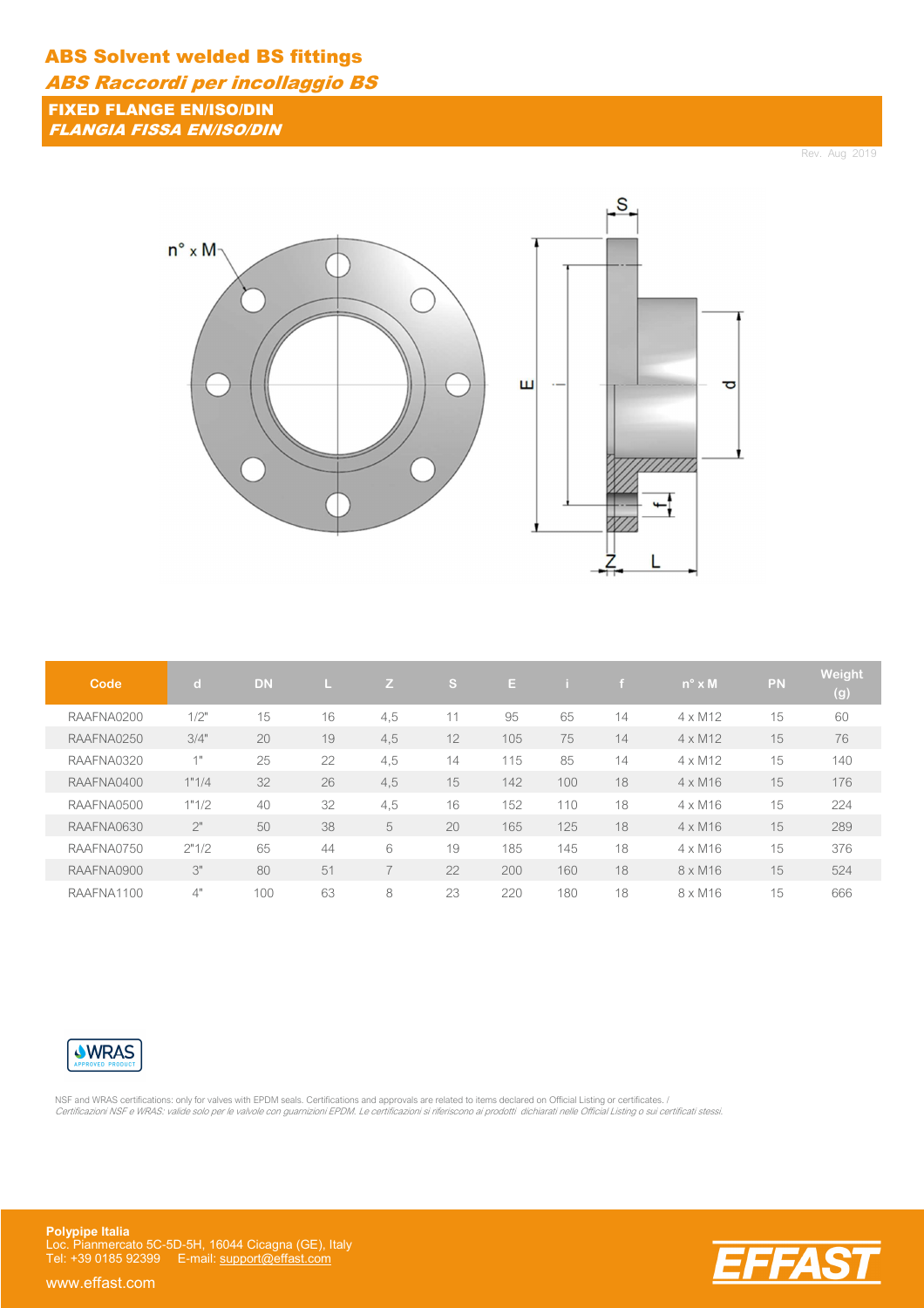# ABS Solvent welded BS fittings

## *ABS Raccordi per incollaggio BS*

### FIXED FLANGE EN/ISO/DIN
### *FLANGIA FISSA EN/ISO/DIN*

Rev. Aug 2019

| Code | d | DN | L | Z | S | E | i | f | n° x M | PN | Weight (g) |
|---|---|---|---|---|---|---|---|---|---|---|---|
| RAAFNA0200 | 1/2" | 15 | 16 | 4,5 | 11 | 95 | 65 | 14 | 4 x M12 | 15 | 60 |
| RAAFNA0250 | 3/4" | 20 | 19 | 4,5 | 12 | 105 | 75 | 14 | 4 x M12 | 15 | 76 |
| RAAFNA0320 | 1" | 25 | 22 | 4,5 | 14 | 115 | 85 | 14 | 4 x M12 | 15 | 140 |
| RAAFNA0400 | 1"1/4 | 32 | 26 | 4,5 | 15 | 142 | 100 | 18 | 4 x M16 | 15 | 176 |
| RAAFNA0500 | 1"1/2 | 40 | 32 | 4,5 | 16 | 152 | 110 | 18 | 4 x M16 | 15 | 224 |
| RAAFNA0630 | 2" | 50 | 38 | 5 | 20 | 165 | 125 | 18 | 4 x M16 | 15 | 289 |
| RAAFNA0750 | 2"1/2 | 65 | 44 | 6 | 19 | 185 | 145 | 18 | 4 x M16 | 15 | 376 |
| RAAFNA0900 | 3" | 80 | 51 | 7 | 22 | 200 | 160 | 18 | 8 x M16 | 15 | 524 |
| RAAFNA1100 | 4" | 100 | 63 | 8 | 23 | 220 | 180 | 18 | 8 x M16 | 15 | 666 |

WRAS APPROVED PRODUCT

NSF and WRAS certifications: only for valves with EPDM seals. Certifications and approvals are related to items declared on Official Listing or certificates. /
*Certificazioni NSF e WRAS: valide solo per le valvole con guarnizioni EPDM. Le certificazioni si riferiscono ai prodotti dichiarati nelle Official Listing o sui certificati stessi.*

**Polypipe Italia**
Loc. Pianmercato 5C-5D-5H, 16044 Cicagna (GE), Italy
Tel: +39 0185 92399 E-mail: support@effast.com

www.effast.com

EFFAST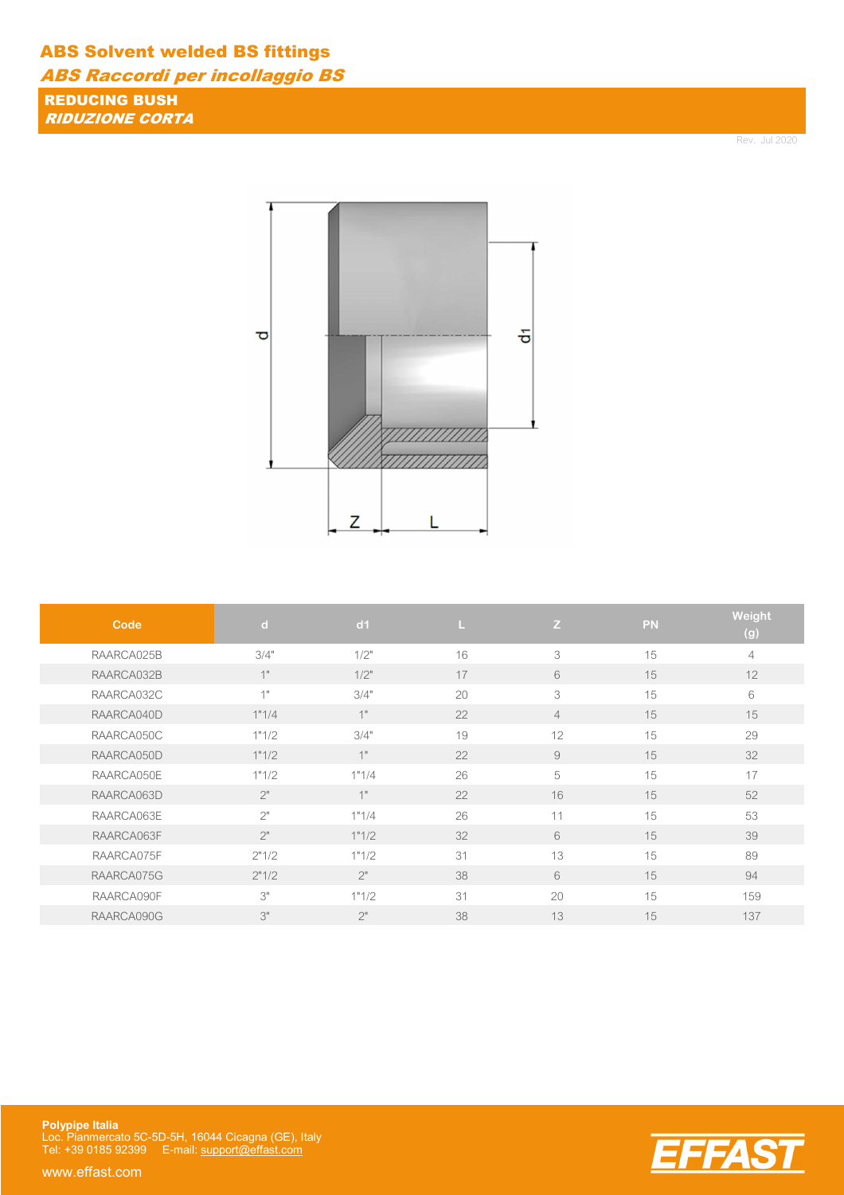# ABS Solvent welded BS fittings

## *ABS Raccordi per incollaggio BS*

### REDUCING BUSH
### *RIDUZIONE CORTA*

Rev. Jul 2020

| Code | d | d1 | L | Z | PN | Weight (g) |
|---|---|---|---|---|---|---|
| RAARCA025B | 3/4" | 1/2" | 16 | 3 | 15 | 4 |
| RAARCA032B | 1" | 1/2" | 17 | 6 | 15 | 12 |
| RAARCA032C | 1" | 3/4" | 20 | 3 | 15 | 6 |
| RAARCA040D | 1"1/4 | 1" | 22 | 4 | 15 | 15 |
| RAARCA050C | 1"1/2 | 3/4" | 19 | 12 | 15 | 29 |
| RAARCA050D | 1"1/2 | 1" | 22 | 9 | 15 | 32 |
| RAARCA050E | 1"1/2 | 1"1/4 | 26 | 5 | 15 | 17 |
| RAARCA063D | 2" | 1" | 22 | 16 | 15 | 52 |
| RAARCA063E | 2" | 1"1/4 | 26 | 11 | 15 | 53 |
| RAARCA063F | 2" | 1"1/2 | 32 | 6 | 15 | 39 |
| RAARCA075F | 2"1/2 | 1"1/2 | 31 | 13 | 15 | 89 |
| RAARCA075G | 2"1/2 | 2" | 38 | 6 | 15 | 94 |
| RAARCA090F | 3" | 1"1/2 | 31 | 20 | 15 | 159 |
| RAARCA090G | 3" | 2" | 38 | 13 | 15 | 137 |

**Polypipe Italia**
Loc. Pianmercato 5C-5D-5H, 16044 Cicagna (GE), Italy
Tel: +39 0185 92399 E-mail: support@effast.com

www.effast.com

EFFAST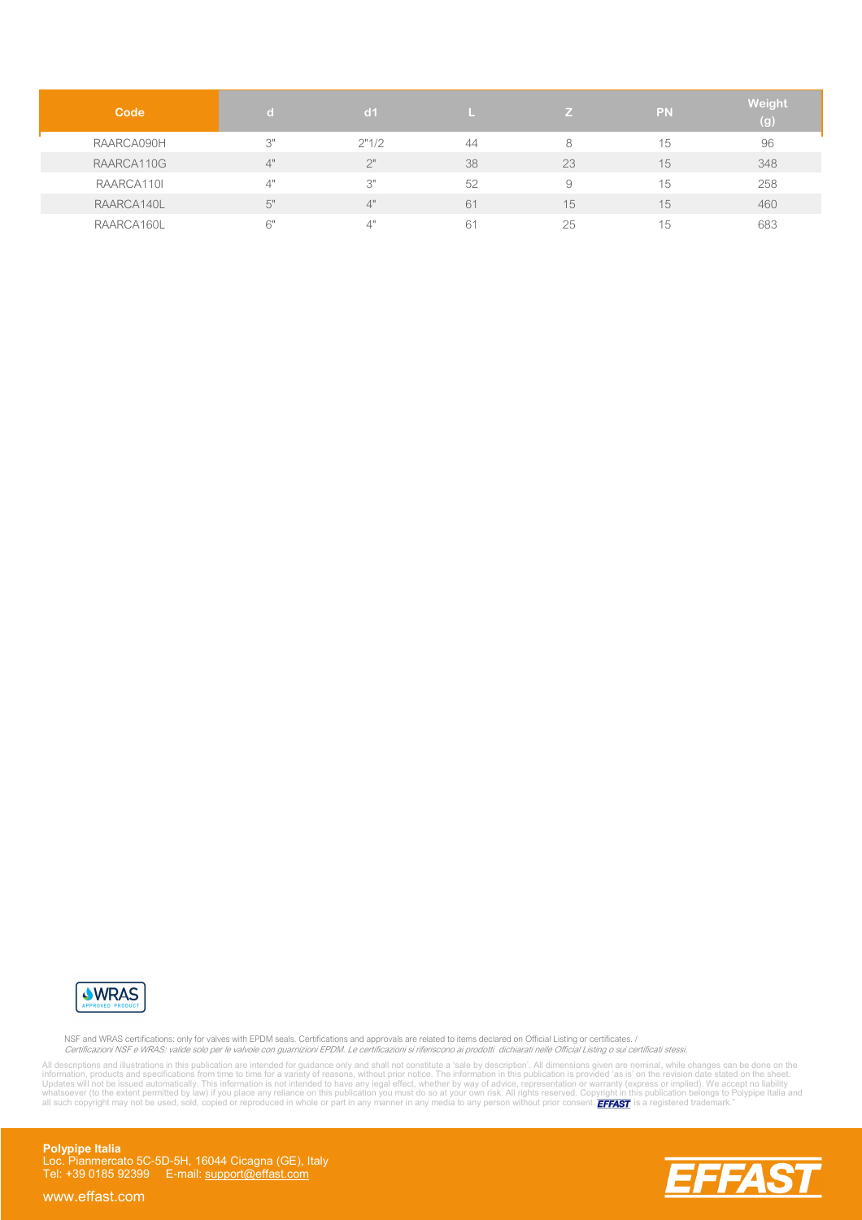| Code | d | d1 | L | Z | PN | Weight (g) |
|---|---|---|---|---|---|---|
| RAARCA090H | 3" | 2"1/2 | 44 | 8 | 15 | 96 |
| RAARCA110G | 4" | 2" | 38 | 23 | 15 | 348 |
| RAARCA110I | 4" | 3" | 52 | 9 | 15 | 258 |
| RAARCA140L | 5" | 4" | 61 | 15 | 15 | 460 |
| RAARCA160L | 6" | 4" | 61 | 25 | 15 | 683 |

WRAS APPROVED PRODUCT

NSF and WRAS certifications: only for valves with EPDM seals. Certifications and approvals are related to items declared on Official Listing or certificates. /
*Certificazioni NSF e WRAS: valide solo per le valvole con guarnizioni EPDM. Le certificazioni si riferiscono ai prodotti dichiarati nelle Official Listing o sui certificati stessi.*

All descriptions and illustrations in this publication are intended for guidance only and shall not constitute a 'sale by description'. All dimensions given are nominal, while changes can be done on the information, products and specifications from time to time for a variety of reasons, without prior notice. The information in this publication is provided 'as is' on the revision date stated on the sheet. Updates will not be issued automatically. This information is not intended to have any legal effect, whether by way of advice, representation or warranty (express or implied). We accept no liability whatsoever (to the extent permitted by law) if you place any reliance on this publication you must do so at your own risk. All rights reserved. Copyright in this publication belongs to Polypipe Italia and all such copyright may not be used, sold, copied or reproduced in whole or part in any manner in any media to any person without prior consent. EFFAST is a registered trademark."

**Polypipe Italia**
Loc. Pianmercato 5C-5D-5H, 16044 Cicagna (GE), Italy
Tel: +39 0185 92399 E-mail: support@effast.com

www.effast.com

EFFAST